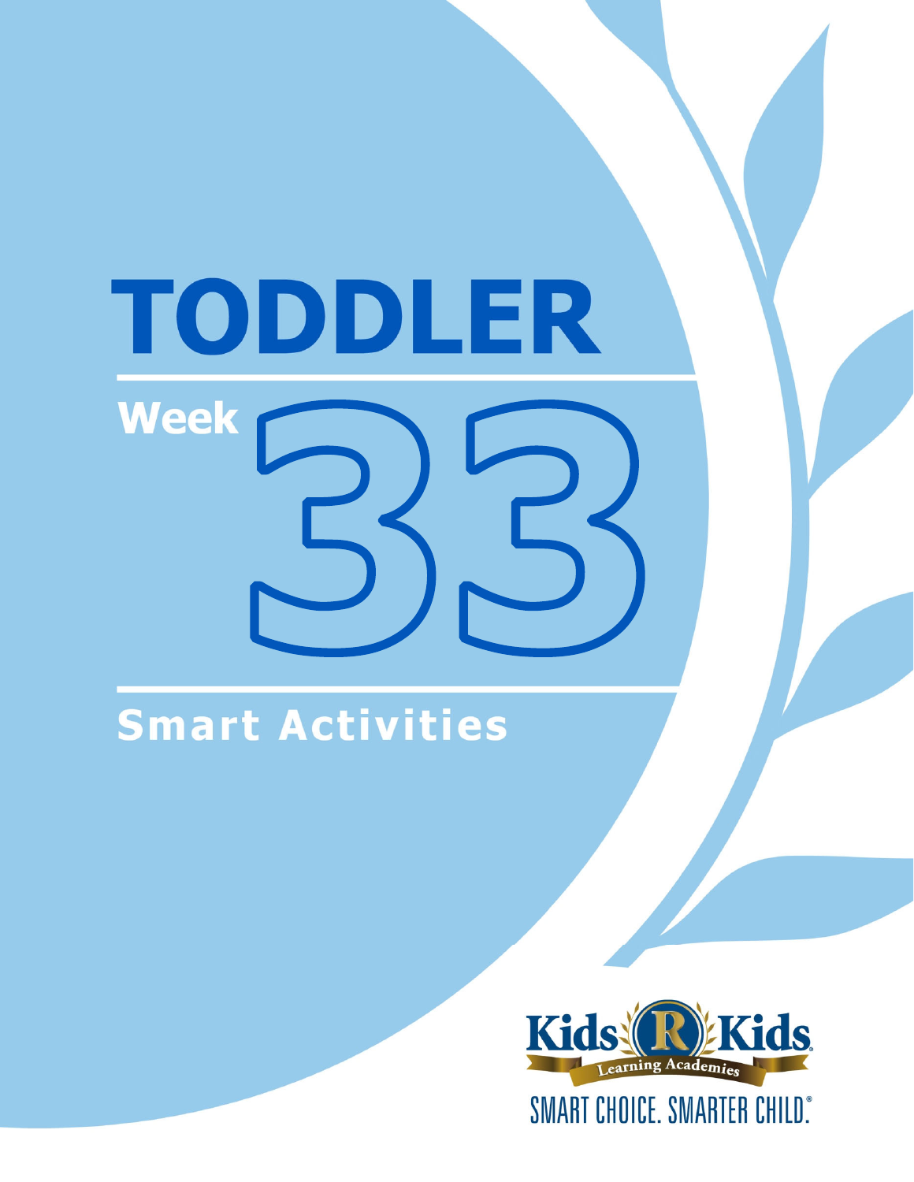# TODDLER

## Week 33

## Smart Activities

Kids R Kids Learning Academies

SMART CHOICE. SMARTER CHILD.®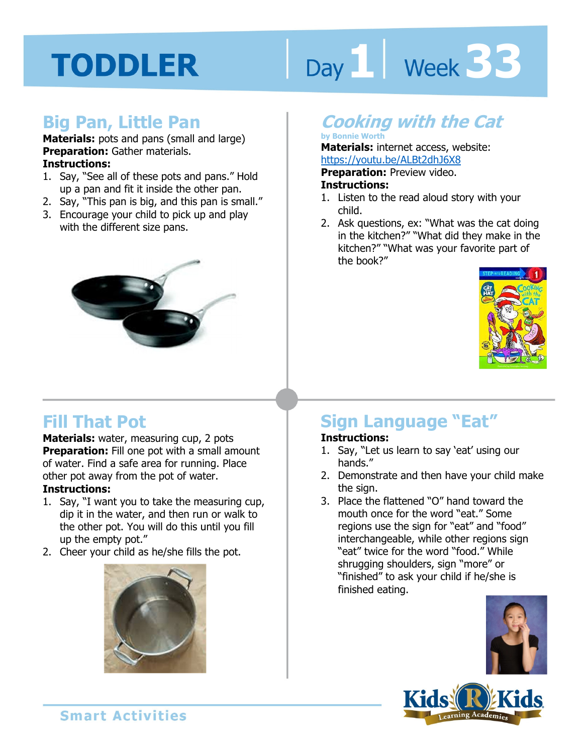# TODDLER

Day 1 | Week 33

## Big Pan, Little Pan

**Materials:** pots and pans (small and large)
**Preparation:** Gather materials.
**Instructions:**

1. Say, "See all of these pots and pans." Hold up a pan and fit it inside the other pan.
2. Say, "This pan is big, and this pan is small."
3. Encourage your child to pick up and play with the different size pans.

## *Cooking with the Cat*

by Bonnie Worth

**Materials:** internet access, website: https://youtu.be/ALBt2dhJ6X8
**Preparation:** Preview video.
**Instructions:**

1. Listen to the read aloud story with your child.
2. Ask questions, ex: "What was the cat doing in the kitchen?" "What did they make in the kitchen?" "What was your favorite part of the book?"

## Fill That Pot

**Materials:** water, measuring cup, 2 pots
**Preparation:** Fill one pot with a small amount of water. Find a safe area for running. Place other pot away from the pot of water.
**Instructions:**

1. Say, "I want you to take the measuring cup, dip it in the water, and then run or walk to the other pot. You will do this until you fill up the empty pot."
2. Cheer your child as he/she fills the pot.

## Sign Language "Eat"

**Instructions:**

1. Say, "Let us learn to say 'eat' using our hands."
2. Demonstrate and then have your child make the sign.
3. Place the flattened "O" hand toward the mouth once for the word "eat." Some regions use the sign for "eat" and "food" interchangeable, while other regions sign "eat" twice for the word "food." While shrugging shoulders, sign "more" or "finished" to ask your child if he/she is finished eating.

Smart Activities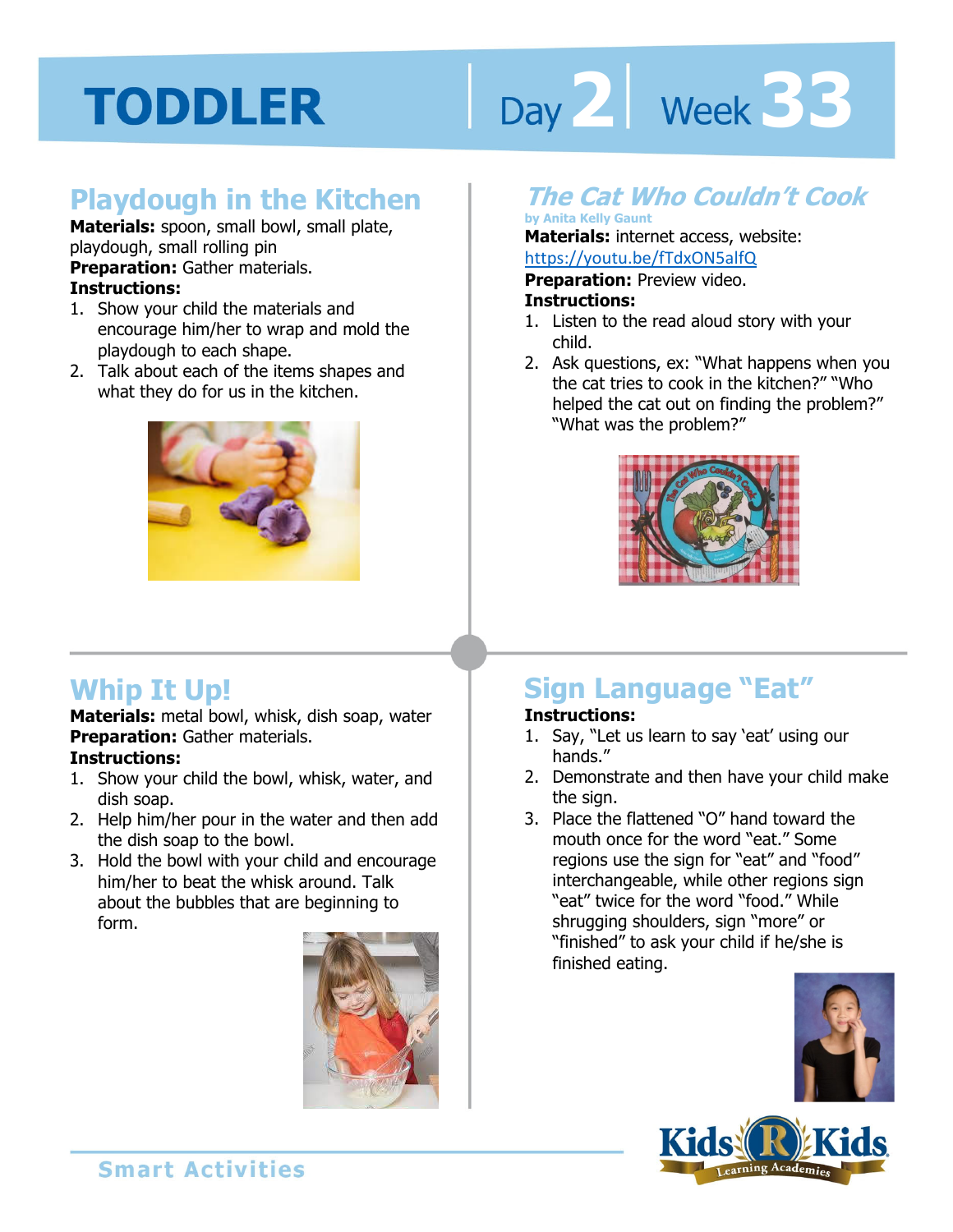# TODDLER

Day 2 | Week 33

## Playdough in the Kitchen

**Materials:** spoon, small bowl, small plate, playdough, small rolling pin

**Preparation:** Gather materials.

**Instructions:**

1. Show your child the materials and encourage him/her to wrap and mold the playdough to each shape.
2. Talk about each of the items shapes and what they do for us in the kitchen.

## *The Cat Who Couldn't Cook*

**by Anita Kelly Gaunt**

**Materials:** internet access, website: https://youtu.be/fTdxON5alfQ

**Preparation:** Preview video.

**Instructions:**

1. Listen to the read aloud story with your child.
2. Ask questions, ex: "What happens when you the cat tries to cook in the kitchen?" "Who helped the cat out on finding the problem?" "What was the problem?"

## Whip It Up!

**Materials:** metal bowl, whisk, dish soap, water

**Preparation:** Gather materials.

**Instructions:**

1. Show your child the bowl, whisk, water, and dish soap.
2. Help him/her pour in the water and then add the dish soap to the bowl.
3. Hold the bowl with your child and encourage him/her to beat the whisk around. Talk about the bubbles that are beginning to form.

## Sign Language "Eat"

**Instructions:**

1. Say, "Let us learn to say 'eat' using our hands."
2. Demonstrate and then have your child make the sign.
3. Place the flattened "O" hand toward the mouth once for the word "eat." Some regions use the sign for "eat" and "food" interchangeable, while other regions sign "eat" twice for the word "food." While shrugging shoulders, sign "more" or "finished" to ask your child if he/she is finished eating.

Smart Activities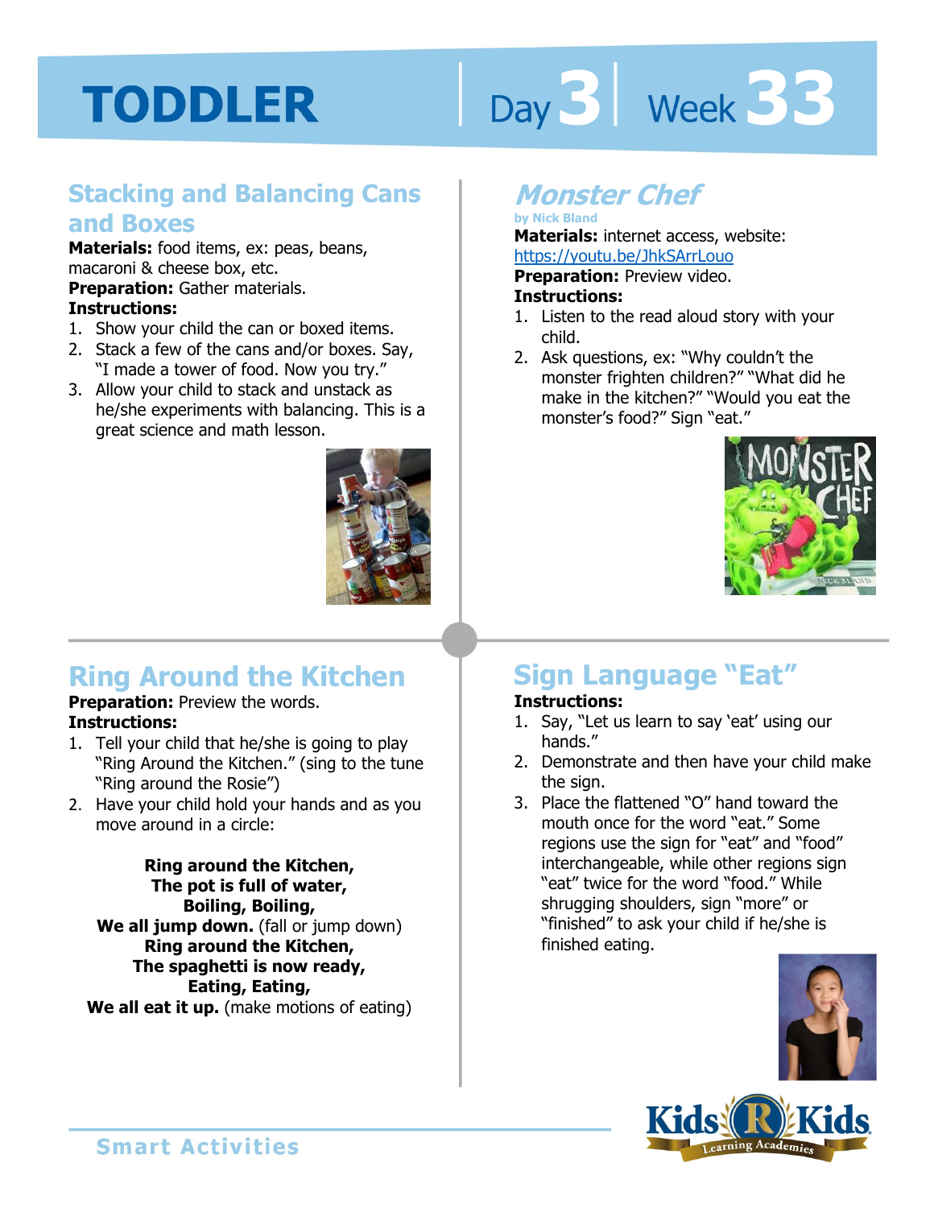# TODDLER Day 3 | Week 33

## Stacking and Balancing Cans and Boxes

**Materials:** food items, ex: peas, beans, macaroni & cheese box, etc.
**Preparation:** Gather materials.
**Instructions:**

1. Show your child the can or boxed items.
2. Stack a few of the cans and/or boxes. Say, "I made a tower of food. Now you try."
3. Allow your child to stack and unstack as he/she experiments with balancing. This is a great science and math lesson.

## *Monster Chef*

**by Nick Bland**

**Materials:** internet access, website: https://youtu.be/JhkSArrLouo
**Preparation:** Preview video.
**Instructions:**

1. Listen to the read aloud story with your child.
2. Ask questions, ex: "Why couldn't the monster frighten children?" "What did he make in the kitchen?" "Would you eat the monster's food?" Sign "eat."

## Ring Around the Kitchen

**Preparation:** Preview the words.
**Instructions:**

1. Tell your child that he/she is going to play "Ring Around the Kitchen." (sing to the tune "Ring around the Rosie")
2. Have your child hold your hands and as you move around in a circle:

**Ring around the Kitchen,**
**The pot is full of water,**
**Boiling, Boiling,**
**We all jump down.** (fall or jump down)
**Ring around the Kitchen,**
**The spaghetti is now ready,**
**Eating, Eating,**
**We all eat it up.** (make motions of eating)

## Sign Language "Eat"

**Instructions:**

1. Say, "Let us learn to say 'eat' using our hands."
2. Demonstrate and then have your child make the sign.
3. Place the flattened "O" hand toward the mouth once for the word "eat." Some regions use the sign for "eat" and "food" interchangeable, while other regions sign "eat" twice for the word "food." While shrugging shoulders, sign "more" or "finished" to ask your child if he/she is finished eating.

Smart Activities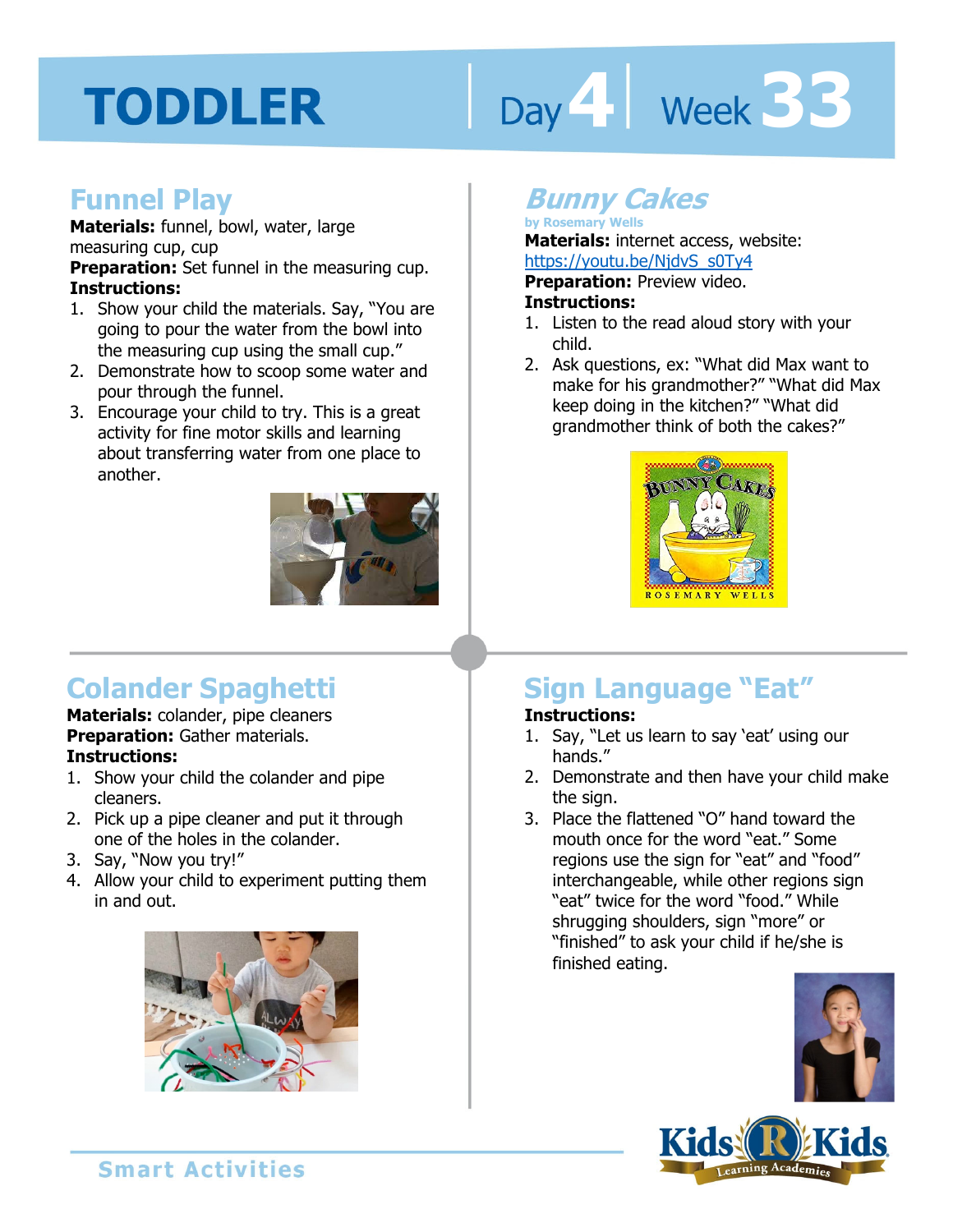# TODDLER

Day 4 | Week 33

## Funnel Play

**Materials:** funnel, bowl, water, large measuring cup, cup

**Preparation:** Set funnel in the measuring cup.

**Instructions:**

1. Show your child the materials. Say, "You are going to pour the water from the bowl into the measuring cup using the small cup."
2. Demonstrate how to scoop some water and pour through the funnel.
3. Encourage your child to try. This is a great activity for fine motor skills and learning about transferring water from one place to another.

## *Bunny Cakes*

**by Rosemary Wells**

**Materials:** internet access, website: https://youtu.be/NjdvS_s0Ty4

**Preparation:** Preview video.

**Instructions:**

1. Listen to the read aloud story with your child.
2. Ask questions, ex: "What did Max want to make for his grandmother?" "What did Max keep doing in the kitchen?" "What did grandmother think of both the cakes?"

## Colander Spaghetti

**Materials:** colander, pipe cleaners

**Preparation:** Gather materials.

**Instructions:**

1. Show your child the colander and pipe cleaners.
2. Pick up a pipe cleaner and put it through one of the holes in the colander.
3. Say, "Now you try!"
4. Allow your child to experiment putting them in and out.

## Sign Language "Eat"

**Instructions:**

1. Say, "Let us learn to say 'eat' using our hands."
2. Demonstrate and then have your child make the sign.
3. Place the flattened "O" hand toward the mouth once for the word "eat." Some regions use the sign for "eat" and "food" interchangeable, while other regions sign "eat" twice for the word "food." While shrugging shoulders, sign "more" or "finished" to ask your child if he/she is finished eating.

Smart Activities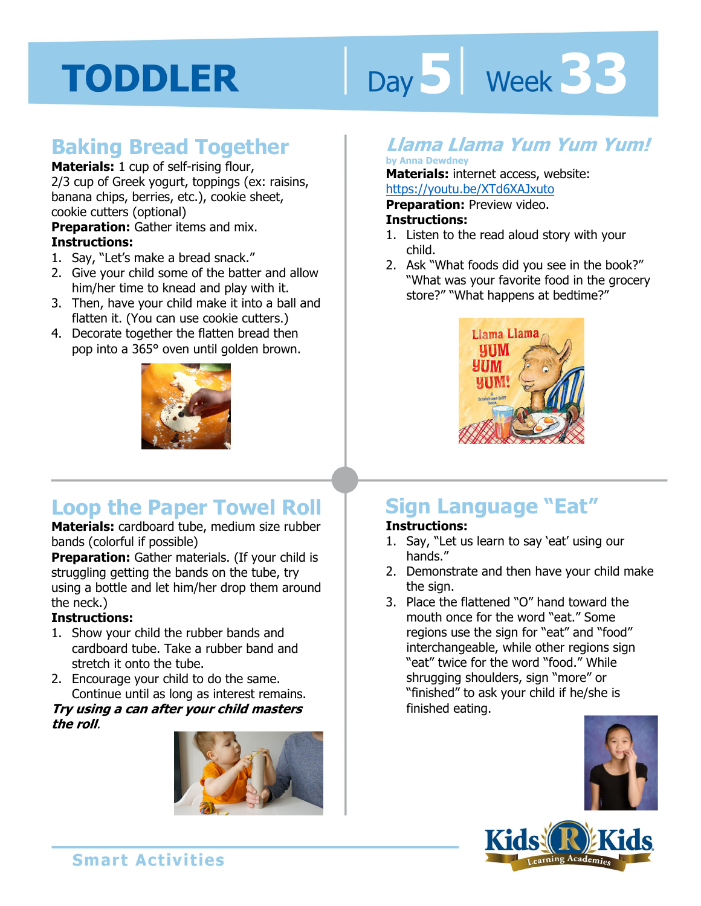# TODDLER

Day 5 | Week 33

## Baking Bread Together

**Materials:** 1 cup of self-rising flour, 2/3 cup of Greek yogurt, toppings (ex: raisins, banana chips, berries, etc.), cookie sheet, cookie cutters (optional)

**Preparation:** Gather items and mix.

**Instructions:**

1. Say, "Let's make a bread snack."
2. Give your child some of the batter and allow him/her time to knead and play with it.
3. Then, have your child make it into a ball and flatten it. (You can use cookie cutters.)
4. Decorate together the flatten bread then pop into a 365° oven until golden brown.

## *Llama Llama Yum Yum Yum!*

**by Anna Dewdney**

**Materials:** internet access, website: https://youtu.be/XTd6XAJxuto

**Preparation:** Preview video.

**Instructions:**

1. Listen to the read aloud story with your child.
2. Ask "What foods did you see in the book?" "What was your favorite food in the grocery store?" "What happens at bedtime?"

## Loop the Paper Towel Roll

**Materials:** cardboard tube, medium size rubber bands (colorful if possible)

**Preparation:** Gather materials. (If your child is struggling getting the bands on the tube, try using a bottle and let him/her drop them around the neck.)

**Instructions:**

1. Show your child the rubber bands and cardboard tube. Take a rubber band and stretch it onto the tube.
2. Encourage your child to do the same. Continue until as long as interest remains.

***Try using a can after your child masters the roll.***

## Sign Language "Eat"

**Instructions:**

1. Say, "Let us learn to say 'eat' using our hands."
2. Demonstrate and then have your child make the sign.
3. Place the flattened "O" hand toward the mouth once for the word "eat." Some regions use the sign for "eat" and "food" interchangeable, while other regions sign "eat" twice for the word "food." While shrugging shoulders, sign "more" or "finished" to ask your child if he/she is finished eating.

Smart Activities